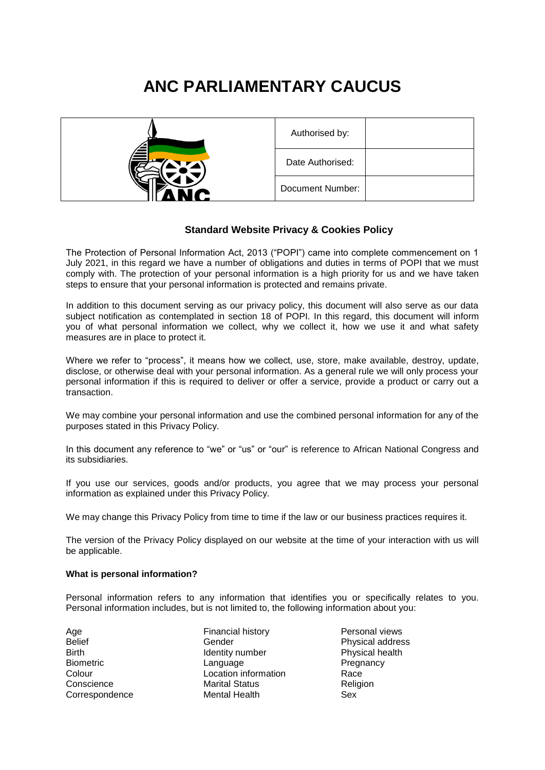# ANC PARLIAMENTARY CAUCUS

| | Authorised by: | |
|---|---|---|
| | Date Authorised: | |
| | Document Number: | |

### Standard Website Privacy & Cookies Policy

The Protection of Personal Information Act, 2013 ("POPI") came into complete commencement on 1 July 2021, in this regard we have a number of obligations and duties in terms of POPI that we must comply with. The protection of your personal information is a high priority for us and we have taken steps to ensure that your personal information is protected and remains private.

In addition to this document serving as our privacy policy, this document will also serve as our data subject notification as contemplated in section 18 of POPI. In this regard, this document will inform you of what personal information we collect, why we collect it, how we use it and what safety measures are in place to protect it.

Where we refer to "process", it means how we collect, use, store, make available, destroy, update, disclose, or otherwise deal with your personal information. As a general rule we will only process your personal information if this is required to deliver or offer a service, provide a product or carry out a transaction.

We may combine your personal information and use the combined personal information for any of the purposes stated in this Privacy Policy.

In this document any reference to "we" or "us" or "our" is reference to African National Congress and its subsidiaries.

If you use our services, goods and/or products, you agree that we may process your personal information as explained under this Privacy Policy.

We may change this Privacy Policy from time to time if the law or our business practices requires it.

The version of the Privacy Policy displayed on our website at the time of your interaction with us will be applicable.

**What is personal information?**

Personal information refers to any information that identifies you or specifically relates to you. Personal information includes, but is not limited to, the following information about you:

- Age
- Belief
- Birth
- Biometric
- Colour
- Conscience
- Correspondence
- Financial history
- Gender
- Identity number
- Language
- Location information
- Marital Status
- Mental Health
- Personal views
- Physical address
- Physical health
- Pregnancy
- Race
- Religion
- Sex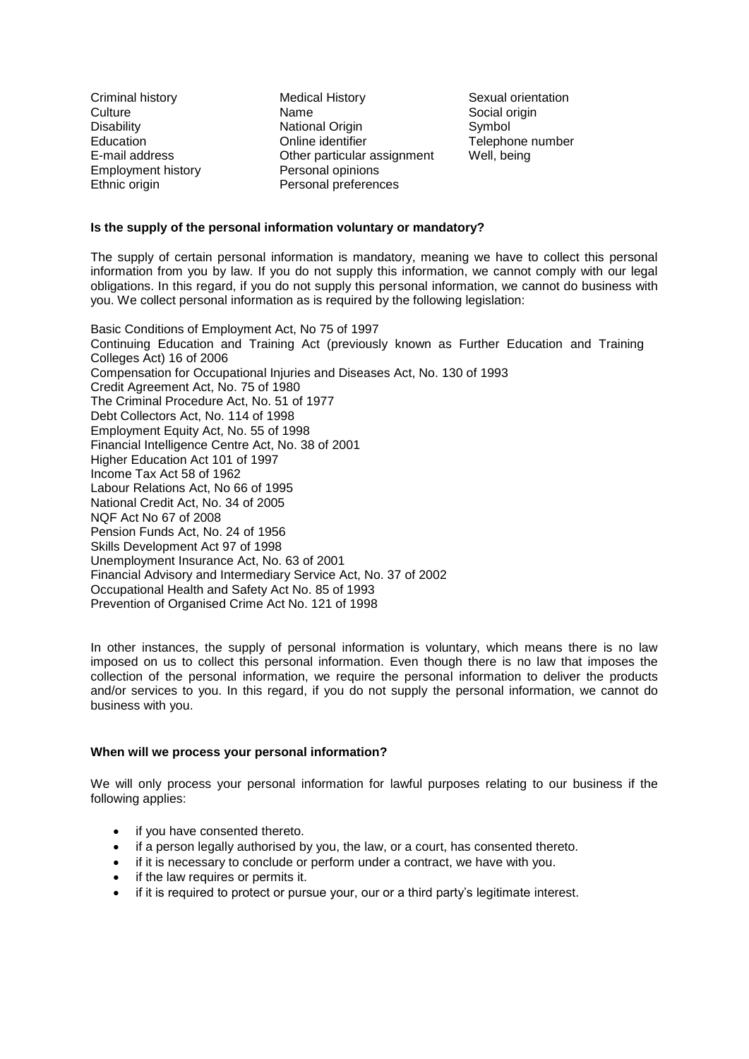- Criminal history
- Culture
- Disability
- Education
- E-mail address
- Employment history
- Ethnic origin
- Medical History
- Name
- National Origin
- Online identifier
- Other particular assignment
- Personal opinions
- Personal preferences
- Sexual orientation
- Social origin
- Symbol
- Telephone number
- Well, being

**Is the supply of the personal information voluntary or mandatory?**

The supply of certain personal information is mandatory, meaning we have to collect this personal information from you by law. If you do not supply this information, we cannot comply with our legal obligations. In this regard, if you do not supply this personal information, we cannot do business with you. We collect personal information as is required by the following legislation:

Basic Conditions of Employment Act, No 75 of 1997
Continuing Education and Training Act (previously known as Further Education and Training Colleges Act) 16 of 2006
Compensation for Occupational Injuries and Diseases Act, No. 130 of 1993
Credit Agreement Act, No. 75 of 1980
The Criminal Procedure Act, No. 51 of 1977
Debt Collectors Act, No. 114 of 1998
Employment Equity Act, No. 55 of 1998
Financial Intelligence Centre Act, No. 38 of 2001
Higher Education Act 101 of 1997
Income Tax Act 58 of 1962
Labour Relations Act, No 66 of 1995
National Credit Act, No. 34 of 2005
NQF Act No 67 of 2008
Pension Funds Act, No. 24 of 1956
Skills Development Act 97 of 1998
Unemployment Insurance Act, No. 63 of 2001
Financial Advisory and Intermediary Service Act, No. 37 of 2002
Occupational Health and Safety Act No. 85 of 1993
Prevention of Organised Crime Act No. 121 of 1998

In other instances, the supply of personal information is voluntary, which means there is no law imposed on us to collect this personal information. Even though there is no law that imposes the collection of the personal information, we require the personal information to deliver the products and/or services to you. In this regard, if you do not supply the personal information, we cannot do business with you.

**When will we process your personal information?**

We will only process your personal information for lawful purposes relating to our business if the following applies:

- if you have consented thereto.
- if a person legally authorised by you, the law, or a court, has consented thereto.
- if it is necessary to conclude or perform under a contract, we have with you.
- if the law requires or permits it.
- if it is required to protect or pursue your, our or a third party's legitimate interest.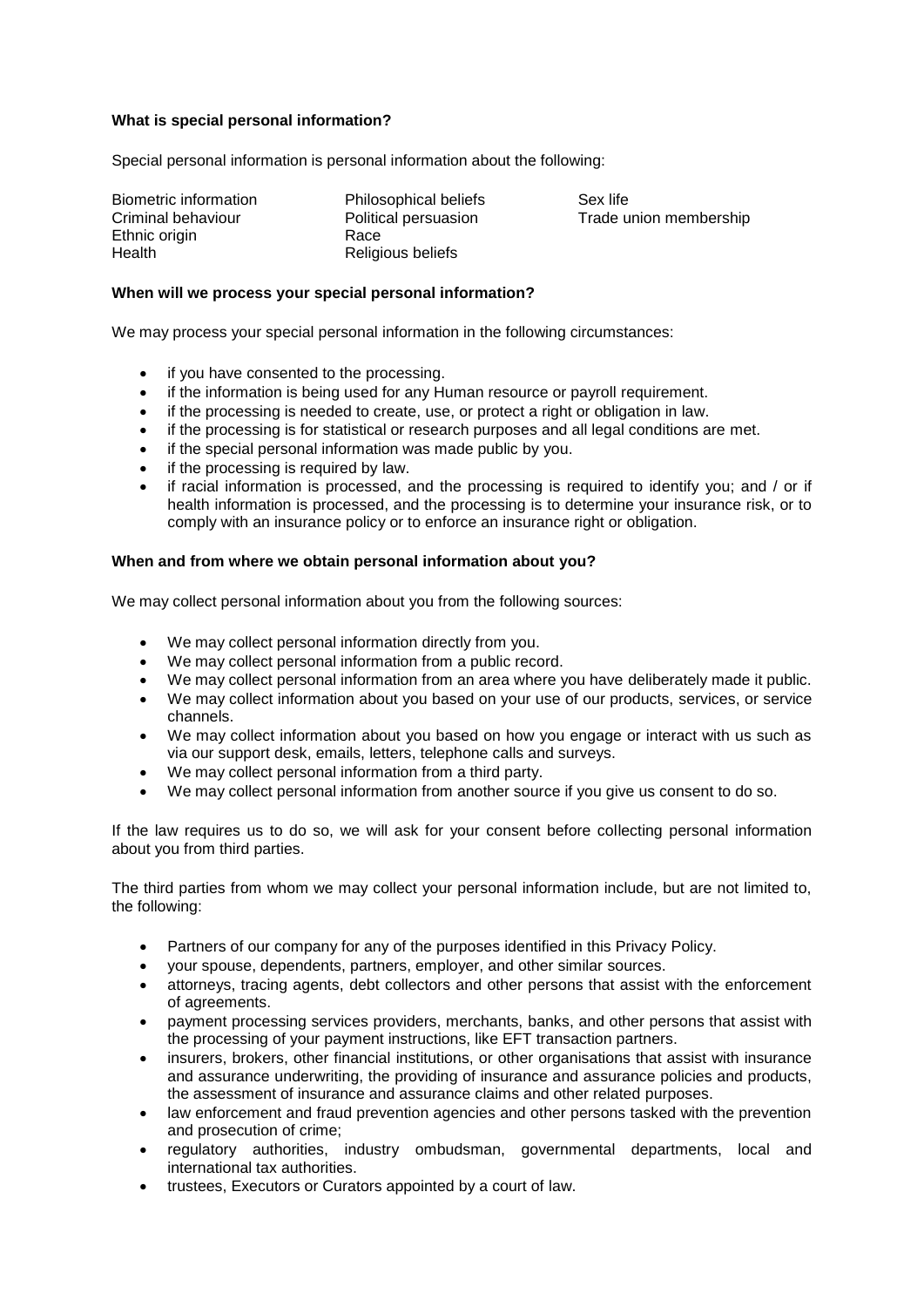**What is special personal information?**

Special personal information is personal information about the following:

| | | |
|---|---|---|
| Biometric information | Philosophical beliefs | Sex life |
| Criminal behaviour | Political persuasion | Trade union membership |
| Ethnic origin | Race | |
| Health | Religious beliefs | |

**When will we process your special personal information?**

We may process your special personal information in the following circumstances:

- if you have consented to the processing.
- if the information is being used for any Human resource or payroll requirement.
- if the processing is needed to create, use, or protect a right or obligation in law.
- if the processing is for statistical or research purposes and all legal conditions are met.
- if the special personal information was made public by you.
- if the processing is required by law.
- if racial information is processed, and the processing is required to identify you; and / or if health information is processed, and the processing is to determine your insurance risk, or to comply with an insurance policy or to enforce an insurance right or obligation.

**When and from where we obtain personal information about you?**

We may collect personal information about you from the following sources:

- We may collect personal information directly from you.
- We may collect personal information from a public record.
- We may collect personal information from an area where you have deliberately made it public.
- We may collect information about you based on your use of our products, services, or service channels.
- We may collect information about you based on how you engage or interact with us such as via our support desk, emails, letters, telephone calls and surveys.
- We may collect personal information from a third party.
- We may collect personal information from another source if you give us consent to do so.

If the law requires us to do so, we will ask for your consent before collecting personal information about you from third parties.

The third parties from whom we may collect your personal information include, but are not limited to, the following:

- Partners of our company for any of the purposes identified in this Privacy Policy.
- your spouse, dependents, partners, employer, and other similar sources.
- attorneys, tracing agents, debt collectors and other persons that assist with the enforcement of agreements.
- payment processing services providers, merchants, banks, and other persons that assist with the processing of your payment instructions, like EFT transaction partners.
- insurers, brokers, other financial institutions, or other organisations that assist with insurance and assurance underwriting, the providing of insurance and assurance policies and products, the assessment of insurance and assurance claims and other related purposes.
- law enforcement and fraud prevention agencies and other persons tasked with the prevention and prosecution of crime;
- regulatory authorities, industry ombudsman, governmental departments, local and international tax authorities.
- trustees, Executors or Curators appointed by a court of law.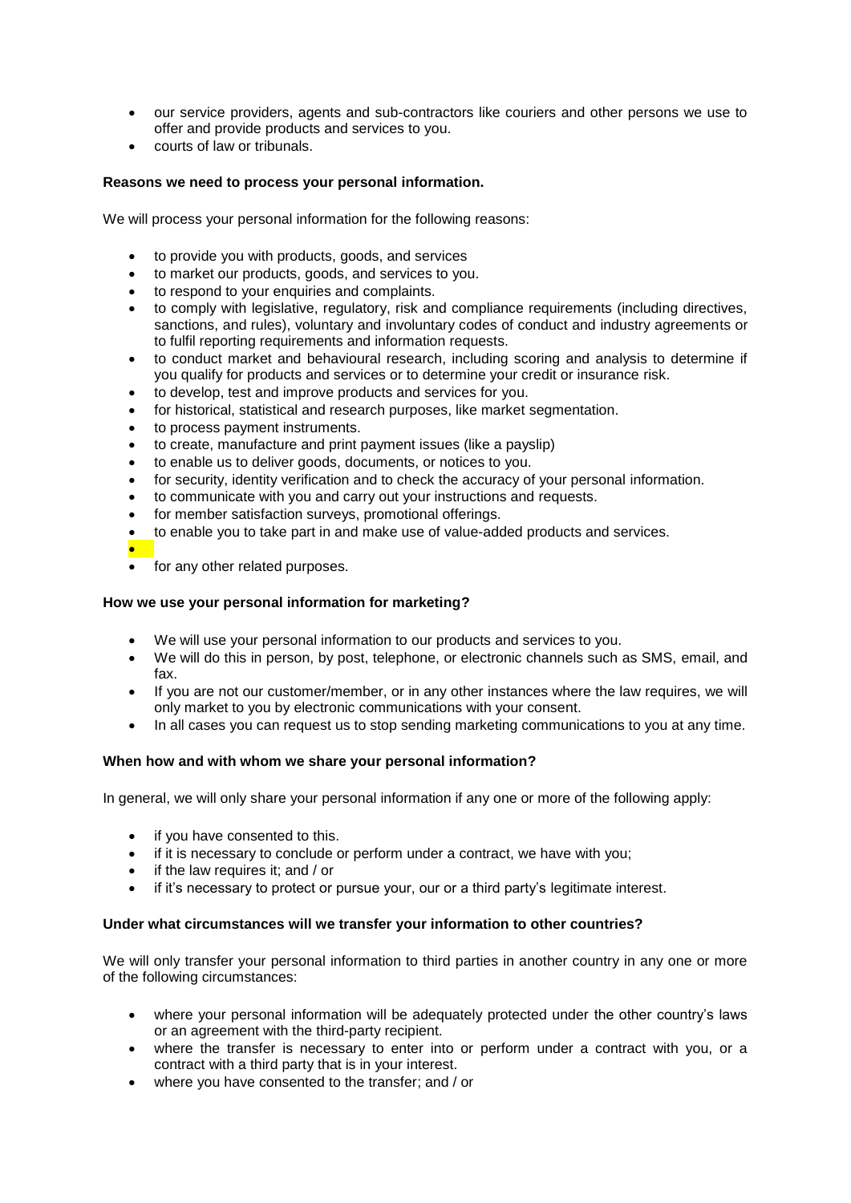- our service providers, agents and sub-contractors like couriers and other persons we use to offer and provide products and services to you.
- courts of law or tribunals.

**Reasons we need to process your personal information.**

We will process your personal information for the following reasons:

- to provide you with products, goods, and services
- to market our products, goods, and services to you.
- to respond to your enquiries and complaints.
- to comply with legislative, regulatory, risk and compliance requirements (including directives, sanctions, and rules), voluntary and involuntary codes of conduct and industry agreements or to fulfil reporting requirements and information requests.
- to conduct market and behavioural research, including scoring and analysis to determine if you qualify for products and services or to determine your credit or insurance risk.
- to develop, test and improve products and services for you.
- for historical, statistical and research purposes, like market segmentation.
- to process payment instruments.
- to create, manufacture and print payment issues (like a payslip)
- to enable us to deliver goods, documents, or notices to you.
- for security, identity verification and to check the accuracy of your personal information.
- to communicate with you and carry out your instructions and requests.
- for member satisfaction surveys, promotional offerings.
- to enable you to take part in and make use of value-added products and services.
- 
- for any other related purposes.

**How we use your personal information for marketing?**

- We will use your personal information to our products and services to you.
- We will do this in person, by post, telephone, or electronic channels such as SMS, email, and fax.
- If you are not our customer/member, or in any other instances where the law requires, we will only market to you by electronic communications with your consent.
- In all cases you can request us to stop sending marketing communications to you at any time.

**When how and with whom we share your personal information?**

In general, we will only share your personal information if any one or more of the following apply:

- if you have consented to this.
- if it is necessary to conclude or perform under a contract, we have with you;
- if the law requires it; and / or
- if it's necessary to protect or pursue your, our or a third party's legitimate interest.

**Under what circumstances will we transfer your information to other countries?**

We will only transfer your personal information to third parties in another country in any one or more of the following circumstances:

- where your personal information will be adequately protected under the other country's laws or an agreement with the third-party recipient.
- where the transfer is necessary to enter into or perform under a contract with you, or a contract with a third party that is in your interest.
- where you have consented to the transfer; and / or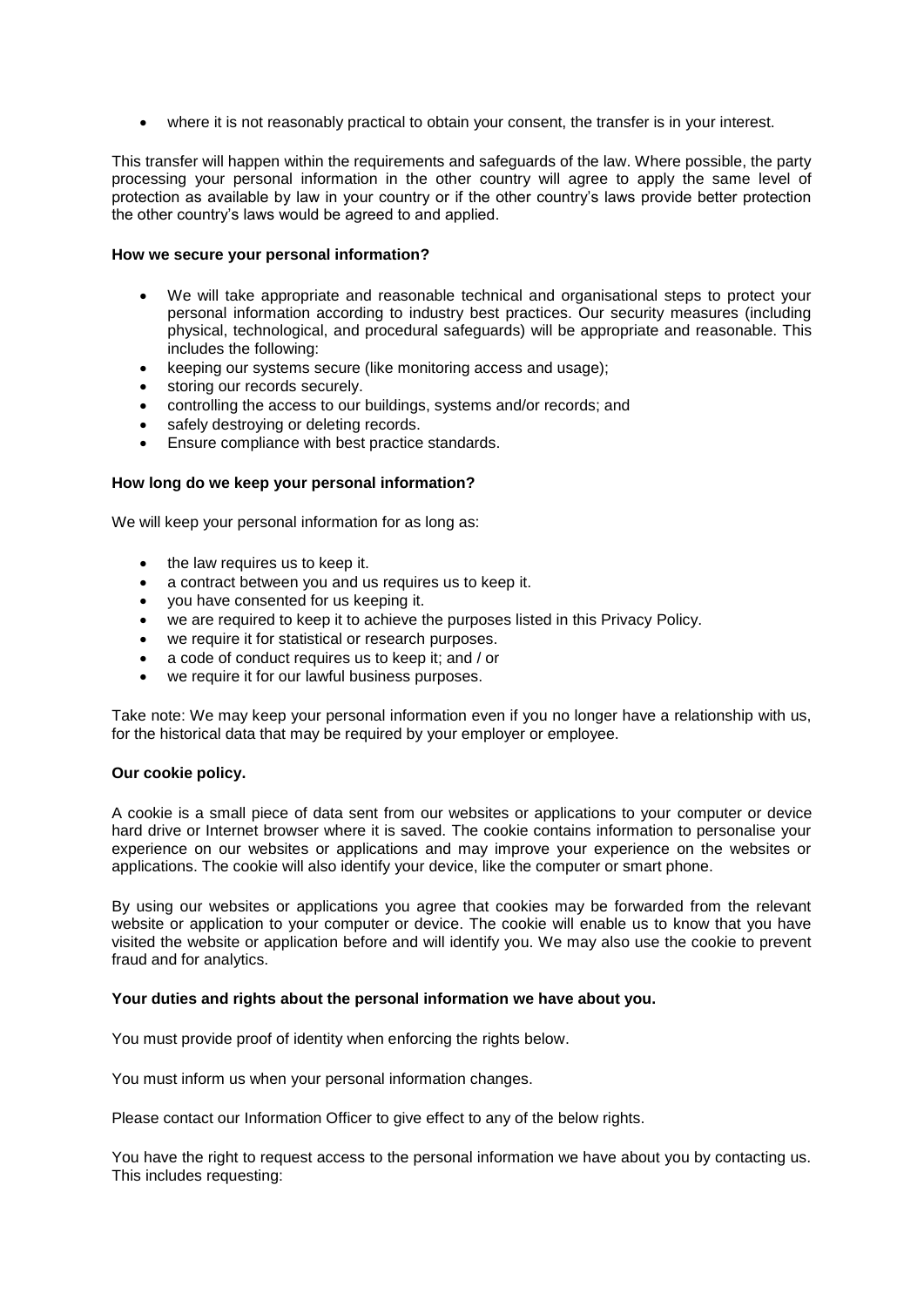- where it is not reasonably practical to obtain your consent, the transfer is in your interest.

This transfer will happen within the requirements and safeguards of the law. Where possible, the party processing your personal information in the other country will agree to apply the same level of protection as available by law in your country or if the other country's laws provide better protection the other country's laws would be agreed to and applied.

**How we secure your personal information?**

- We will take appropriate and reasonable technical and organisational steps to protect your personal information according to industry best practices. Our security measures (including physical, technological, and procedural safeguards) will be appropriate and reasonable. This includes the following:
- keeping our systems secure (like monitoring access and usage);
- storing our records securely.
- controlling the access to our buildings, systems and/or records; and
- safely destroying or deleting records.
- Ensure compliance with best practice standards.

**How long do we keep your personal information?**

We will keep your personal information for as long as:

- the law requires us to keep it.
- a contract between you and us requires us to keep it.
- you have consented for us keeping it.
- we are required to keep it to achieve the purposes listed in this Privacy Policy.
- we require it for statistical or research purposes.
- a code of conduct requires us to keep it; and / or
- we require it for our lawful business purposes.

Take note: We may keep your personal information even if you no longer have a relationship with us, for the historical data that may be required by your employer or employee.

**Our cookie policy.**

A cookie is a small piece of data sent from our websites or applications to your computer or device hard drive or Internet browser where it is saved. The cookie contains information to personalise your experience on our websites or applications and may improve your experience on the websites or applications. The cookie will also identify your device, like the computer or smart phone.

By using our websites or applications you agree that cookies may be forwarded from the relevant website or application to your computer or device. The cookie will enable us to know that you have visited the website or application before and will identify you. We may also use the cookie to prevent fraud and for analytics.

**Your duties and rights about the personal information we have about you.**

You must provide proof of identity when enforcing the rights below.

You must inform us when your personal information changes.

Please contact our Information Officer to give effect to any of the below rights.

You have the right to request access to the personal information we have about you by contacting us. This includes requesting: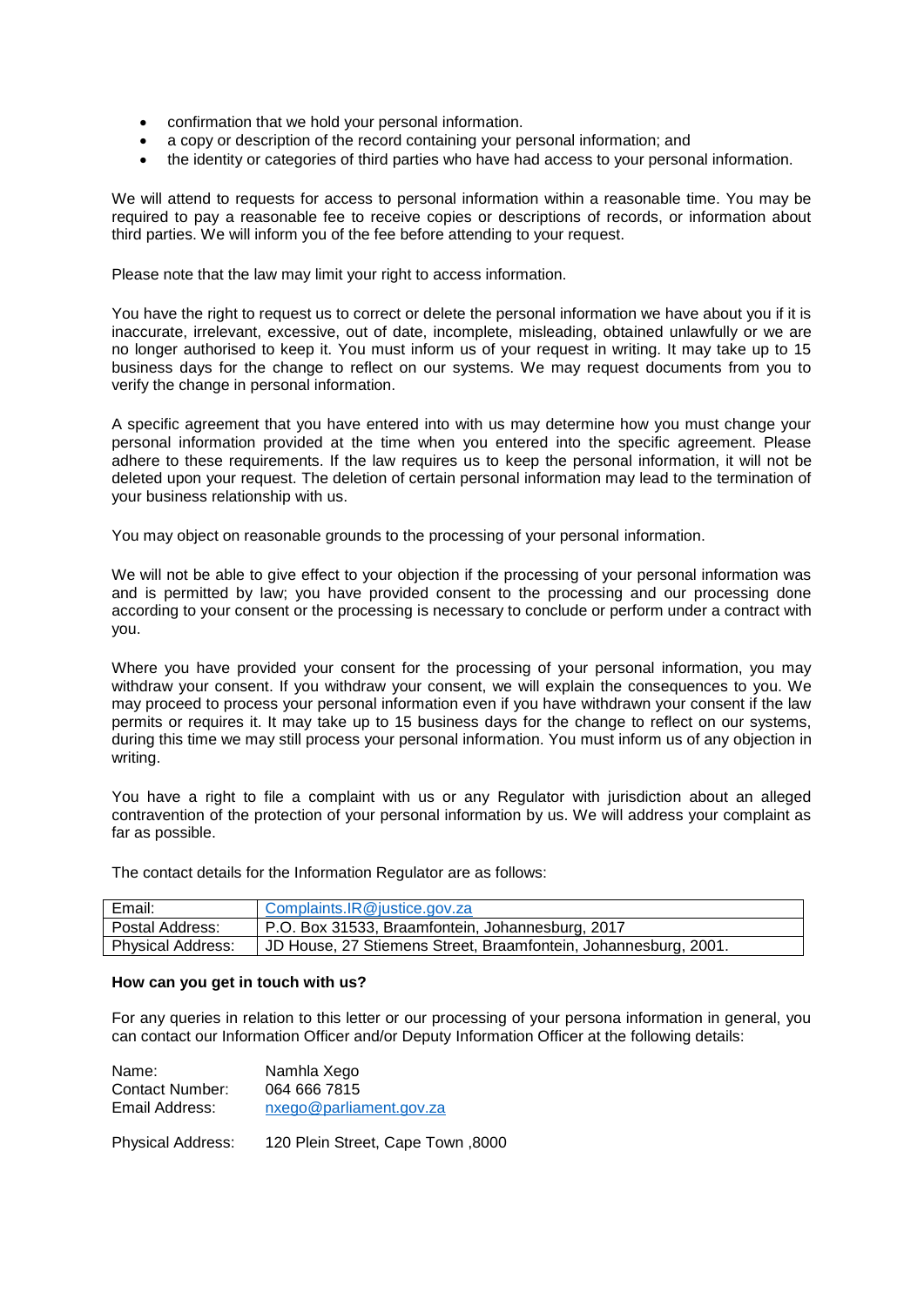- confirmation that we hold your personal information.
- a copy or description of the record containing your personal information; and
- the identity or categories of third parties who have had access to your personal information.

We will attend to requests for access to personal information within a reasonable time. You may be required to pay a reasonable fee to receive copies or descriptions of records, or information about third parties. We will inform you of the fee before attending to your request.

Please note that the law may limit your right to access information.

You have the right to request us to correct or delete the personal information we have about you if it is inaccurate, irrelevant, excessive, out of date, incomplete, misleading, obtained unlawfully or we are no longer authorised to keep it. You must inform us of your request in writing. It may take up to 15 business days for the change to reflect on our systems. We may request documents from you to verify the change in personal information.

A specific agreement that you have entered into with us may determine how you must change your personal information provided at the time when you entered into the specific agreement. Please adhere to these requirements. If the law requires us to keep the personal information, it will not be deleted upon your request. The deletion of certain personal information may lead to the termination of your business relationship with us.

You may object on reasonable grounds to the processing of your personal information.

We will not be able to give effect to your objection if the processing of your personal information was and is permitted by law; you have provided consent to the processing and our processing done according to your consent or the processing is necessary to conclude or perform under a contract with you.

Where you have provided your consent for the processing of your personal information, you may withdraw your consent. If you withdraw your consent, we will explain the consequences to you. We may proceed to process your personal information even if you have withdrawn your consent if the law permits or requires it. It may take up to 15 business days for the change to reflect on our systems, during this time we may still process your personal information. You must inform us of any objection in writing.

You have a right to file a complaint with us or any Regulator with jurisdiction about an alleged contravention of the protection of your personal information by us. We will address your complaint as far as possible.

The contact details for the Information Regulator are as follows:

| | |
|---|---|
| Email: | Complaints.IR@justice.gov.za |
| Postal Address: | P.O. Box 31533, Braamfontein, Johannesburg, 2017 |
| Physical Address: | JD House, 27 Stiemens Street, Braamfontein, Johannesburg, 2001. |

**How can you get in touch with us?**

For any queries in relation to this letter or our processing of your persona information in general, you can contact our Information Officer and/or Deputy Information Officer at the following details:

Name: Namhla Xego
Contact Number: 064 666 7815
Email Address: nxego@parliament.gov.za

Physical Address: 120 Plein Street, Cape Town ,8000